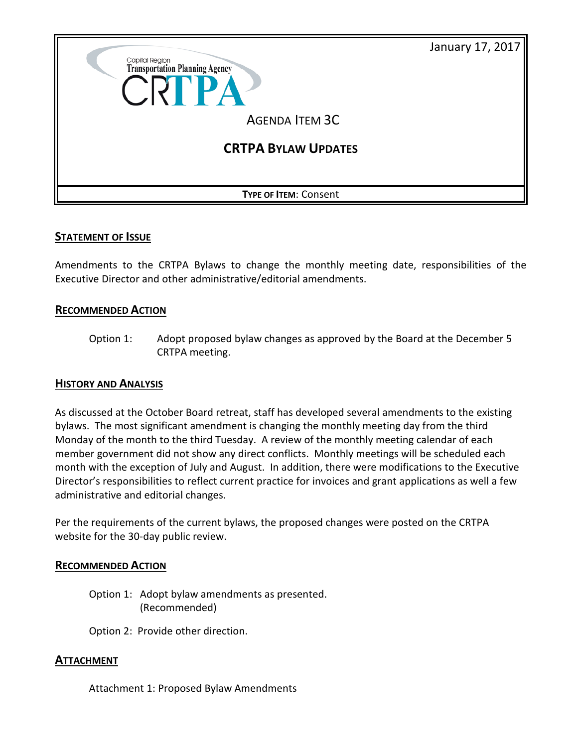January 17, 2017

Capital Region Transportation Planning Agency

CRTPA

AGENDA ITEM 3C

# CRTPA BYLAW UPDATES

**TYPE OF ITEM**: Consent

## STATEMENT OF ISSUE

Amendments to the CRTPA Bylaws to change the monthly meeting date, responsibilities of the Executive Director and other administrative/editorial amendments.

## RECOMMENDED ACTION

Option 1: Adopt proposed bylaw changes as approved by the Board at the December 5 CRTPA meeting.

## HISTORY AND ANALYSIS

As discussed at the October Board retreat, staff has developed several amendments to the existing bylaws. The most significant amendment is changing the monthly meeting day from the third Monday of the month to the third Tuesday. A review of the monthly meeting calendar of each member government did not show any direct conflicts. Monthly meetings will be scheduled each month with the exception of July and August. In addition, there were modifications to the Executive Director's responsibilities to reflect current practice for invoices and grant applications as well a few administrative and editorial changes.

Per the requirements of the current bylaws, the proposed changes were posted on the CRTPA website for the 30-day public review.

## RECOMMENDED ACTION

Option 1: Adopt bylaw amendments as presented. (Recommended)

Option 2: Provide other direction.

## ATTACHMENT

Attachment 1: Proposed Bylaw Amendments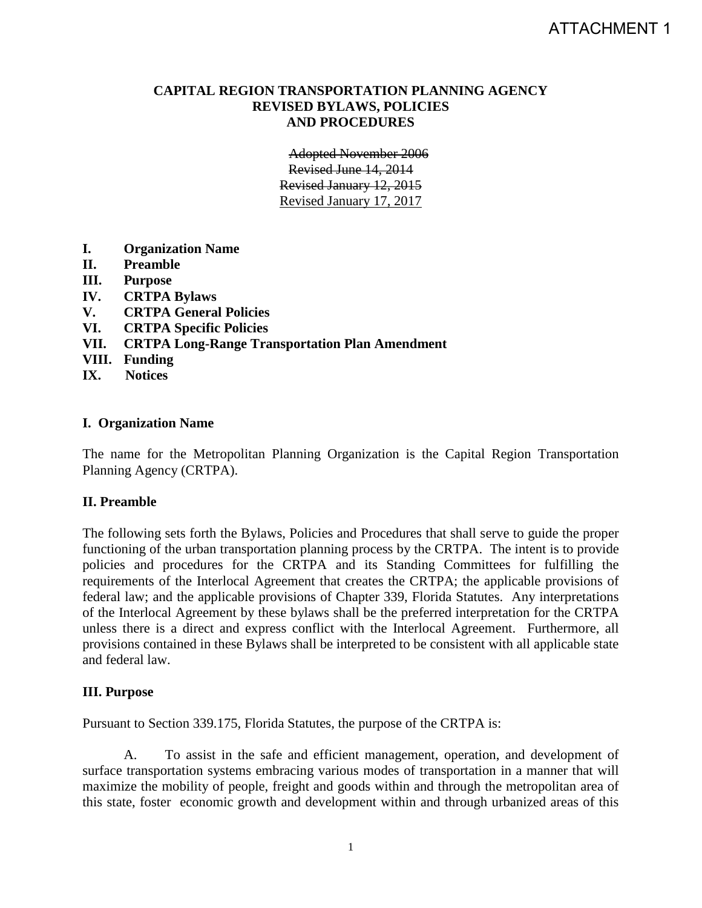ATTACHMENT 1

**CAPITAL REGION TRANSPORTATION PLANNING AGENCY**
**REVISED BYLAWS, POLICIES**
**AND PROCEDURES**

~~Adopted November 2006~~
~~Revised June 14, 2014~~
~~Revised January 12, 2015~~
<u>Revised January 17, 2017</u>

- **I. Organization Name**
- **II. Preamble**
- **III. Purpose**
- **IV. CRTPA Bylaws**
- **V. CRTPA General Policies**
- **VI. CRTPA Specific Policies**
- **VII. CRTPA Long-Range Transportation Plan Amendment**
- **VIII. Funding**
- **IX. Notices**

## I. Organization Name

The name for the Metropolitan Planning Organization is the Capital Region Transportation Planning Agency (CRTPA).

## II. Preamble

The following sets forth the Bylaws, Policies and Procedures that shall serve to guide the proper functioning of the urban transportation planning process by the CRTPA. The intent is to provide policies and procedures for the CRTPA and its Standing Committees for fulfilling the requirements of the Interlocal Agreement that creates the CRTPA; the applicable provisions of federal law; and the applicable provisions of Chapter 339, Florida Statutes. Any interpretations of the Interlocal Agreement by these bylaws shall be the preferred interpretation for the CRTPA unless there is a direct and express conflict with the Interlocal Agreement. Furthermore, all provisions contained in these Bylaws shall be interpreted to be consistent with all applicable state and federal law.

## III. Purpose

Pursuant to Section 339.175, Florida Statutes, the purpose of the CRTPA is:

A. To assist in the safe and efficient management, operation, and development of surface transportation systems embracing various modes of transportation in a manner that will maximize the mobility of people, freight and goods within and through the metropolitan area of this state, foster economic growth and development within and through urbanized areas of this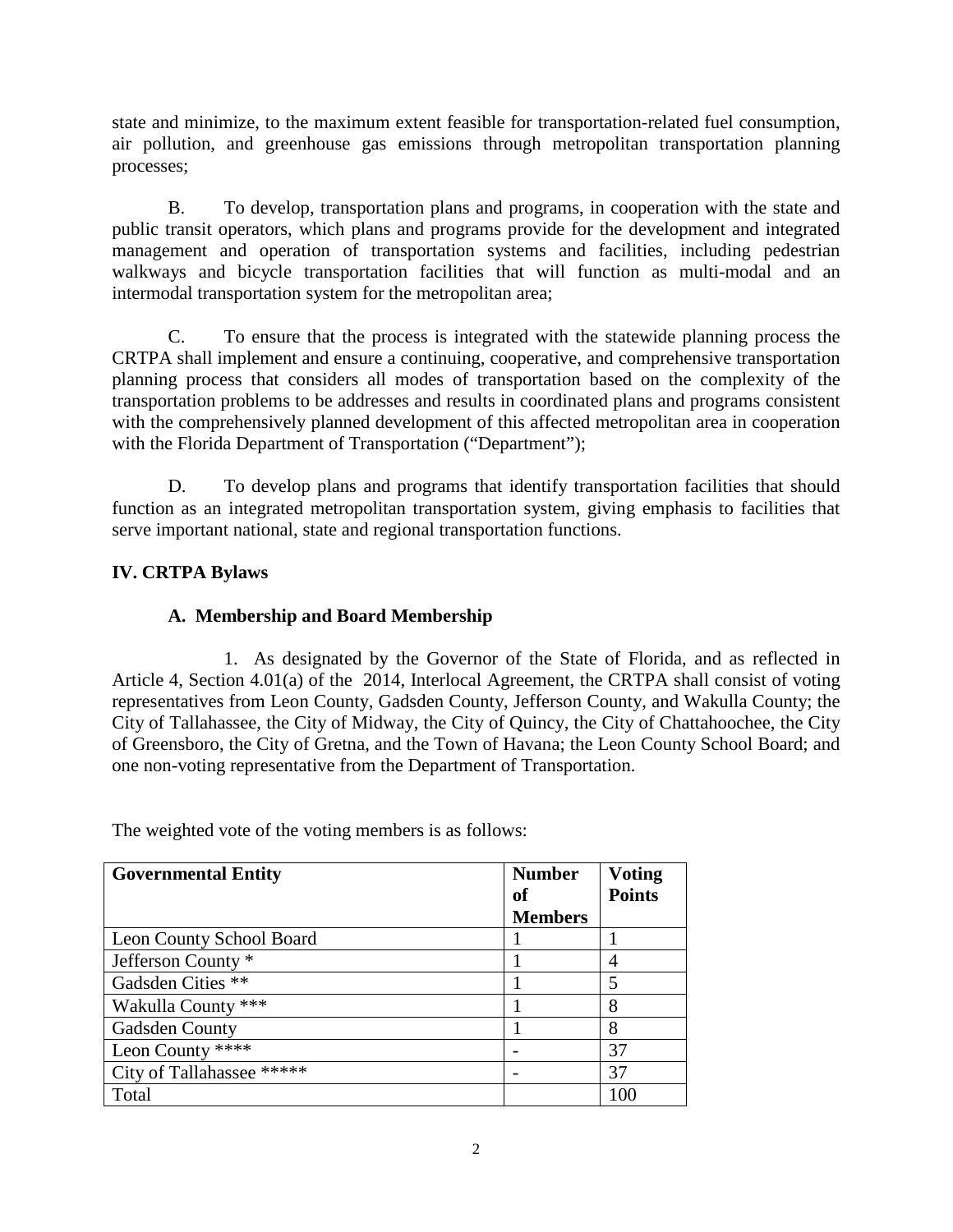state and minimize, to the maximum extent feasible for transportation-related fuel consumption, air pollution, and greenhouse gas emissions through metropolitan transportation planning processes;

B. To develop, transportation plans and programs, in cooperation with the state and public transit operators, which plans and programs provide for the development and integrated management and operation of transportation systems and facilities, including pedestrian walkways and bicycle transportation facilities that will function as multi-modal and an intermodal transportation system for the metropolitan area;

C. To ensure that the process is integrated with the statewide planning process the CRTPA shall implement and ensure a continuing, cooperative, and comprehensive transportation planning process that considers all modes of transportation based on the complexity of the transportation problems to be addresses and results in coordinated plans and programs consistent with the comprehensively planned development of this affected metropolitan area in cooperation with the Florida Department of Transportation ("Department");

D. To develop plans and programs that identify transportation facilities that should function as an integrated metropolitan transportation system, giving emphasis to facilities that serve important national, state and regional transportation functions.

## IV. CRTPA Bylaws

### A. Membership and Board Membership

1. As designated by the Governor of the State of Florida, and as reflected in Article 4, Section 4.01(a) of the 2014, Interlocal Agreement, the CRTPA shall consist of voting representatives from Leon County, Gadsden County, Jefferson County, and Wakulla County; the City of Tallahassee, the City of Midway, the City of Quincy, the City of Chattahoochee, the City of Greensboro, the City of Gretna, and the Town of Havana; the Leon County School Board; and one non-voting representative from the Department of Transportation.

The weighted vote of the voting members is as follows:

| Governmental Entity | Number of Members | Voting Points |
|---|---|---|
| Leon County School Board | 1 | 1 |
| Jefferson County * | 1 | 4 |
| Gadsden Cities ** | 1 | 5 |
| Wakulla County *** | 1 | 8 |
| Gadsden County | 1 | 8 |
| Leon County **** | - | 37 |
| City of Tallahassee ***** | - | 37 |
| Total | | 100 |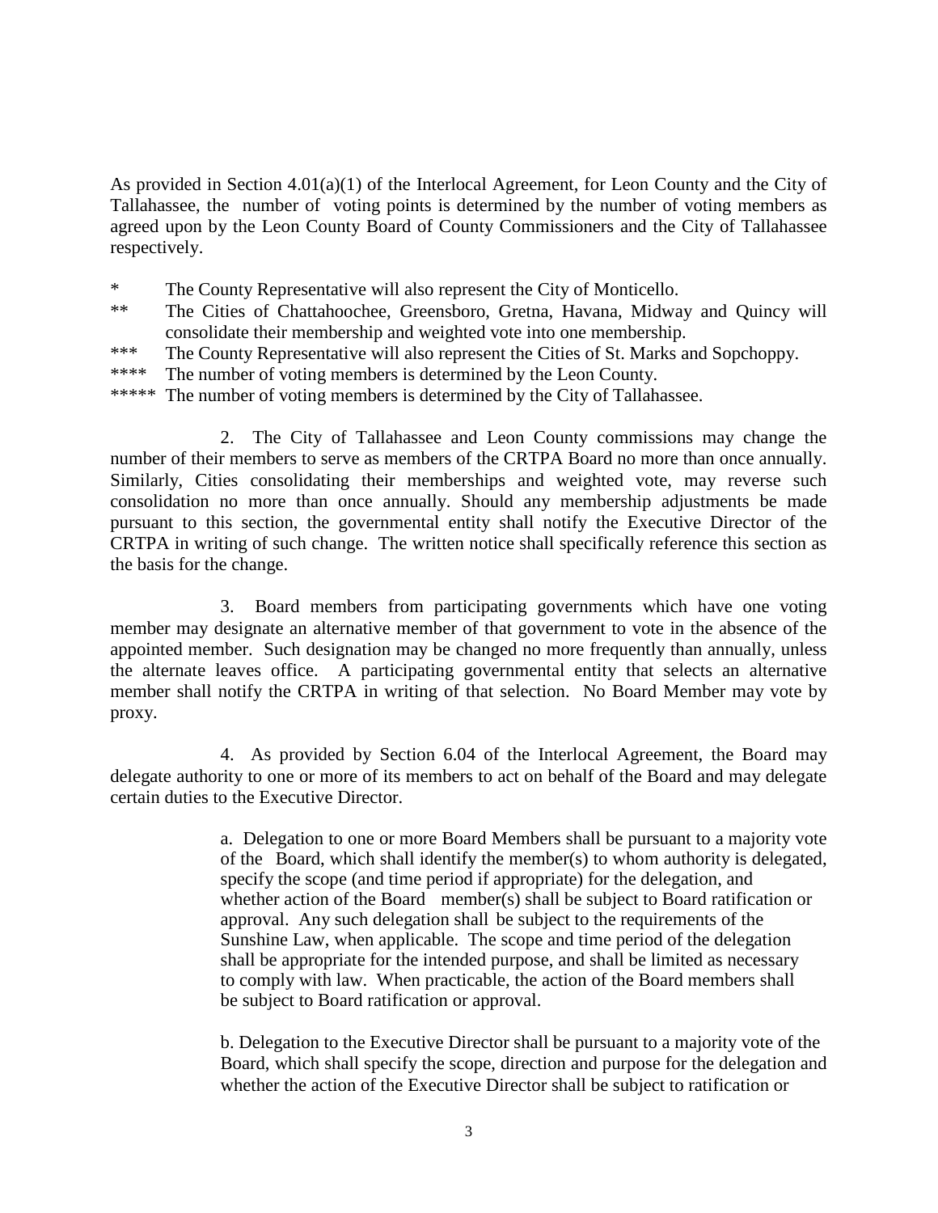As provided in Section 4.01(a)(1) of the Interlocal Agreement, for Leon County and the City of Tallahassee, the number of voting points is determined by the number of voting members as agreed upon by the Leon County Board of County Commissioners and the City of Tallahassee respectively.

\* The County Representative will also represent the City of Monticello.

\*\* The Cities of Chattahoochee, Greensboro, Gretna, Havana, Midway and Quincy will consolidate their membership and weighted vote into one membership.

\*\*\* The County Representative will also represent the Cities of St. Marks and Sopchoppy.

\*\*\*\* The number of voting members is determined by the Leon County.

\*\*\*\*\* The number of voting members is determined by the City of Tallahassee.

2. The City of Tallahassee and Leon County commissions may change the number of their members to serve as members of the CRTPA Board no more than once annually. Similarly, Cities consolidating their memberships and weighted vote, may reverse such consolidation no more than once annually. Should any membership adjustments be made pursuant to this section, the governmental entity shall notify the Executive Director of the CRTPA in writing of such change. The written notice shall specifically reference this section as the basis for the change.

3. Board members from participating governments which have one voting member may designate an alternative member of that government to vote in the absence of the appointed member. Such designation may be changed no more frequently than annually, unless the alternate leaves office. A participating governmental entity that selects an alternative member shall notify the CRTPA in writing of that selection. No Board Member may vote by proxy.

4. As provided by Section 6.04 of the Interlocal Agreement, the Board may delegate authority to one or more of its members to act on behalf of the Board and may delegate certain duties to the Executive Director.

> a. Delegation to one or more Board Members shall be pursuant to a majority vote of the Board, which shall identify the member(s) to whom authority is delegated, specify the scope (and time period if appropriate) for the delegation, and whether action of the Board member(s) shall be subject to Board ratification or approval. Any such delegation shall be subject to the requirements of the Sunshine Law, when applicable. The scope and time period of the delegation shall be appropriate for the intended purpose, and shall be limited as necessary to comply with law. When practicable, the action of the Board members shall be subject to Board ratification or approval.
>
> b. Delegation to the Executive Director shall be pursuant to a majority vote of the Board, which shall specify the scope, direction and purpose for the delegation and whether the action of the Executive Director shall be subject to ratification or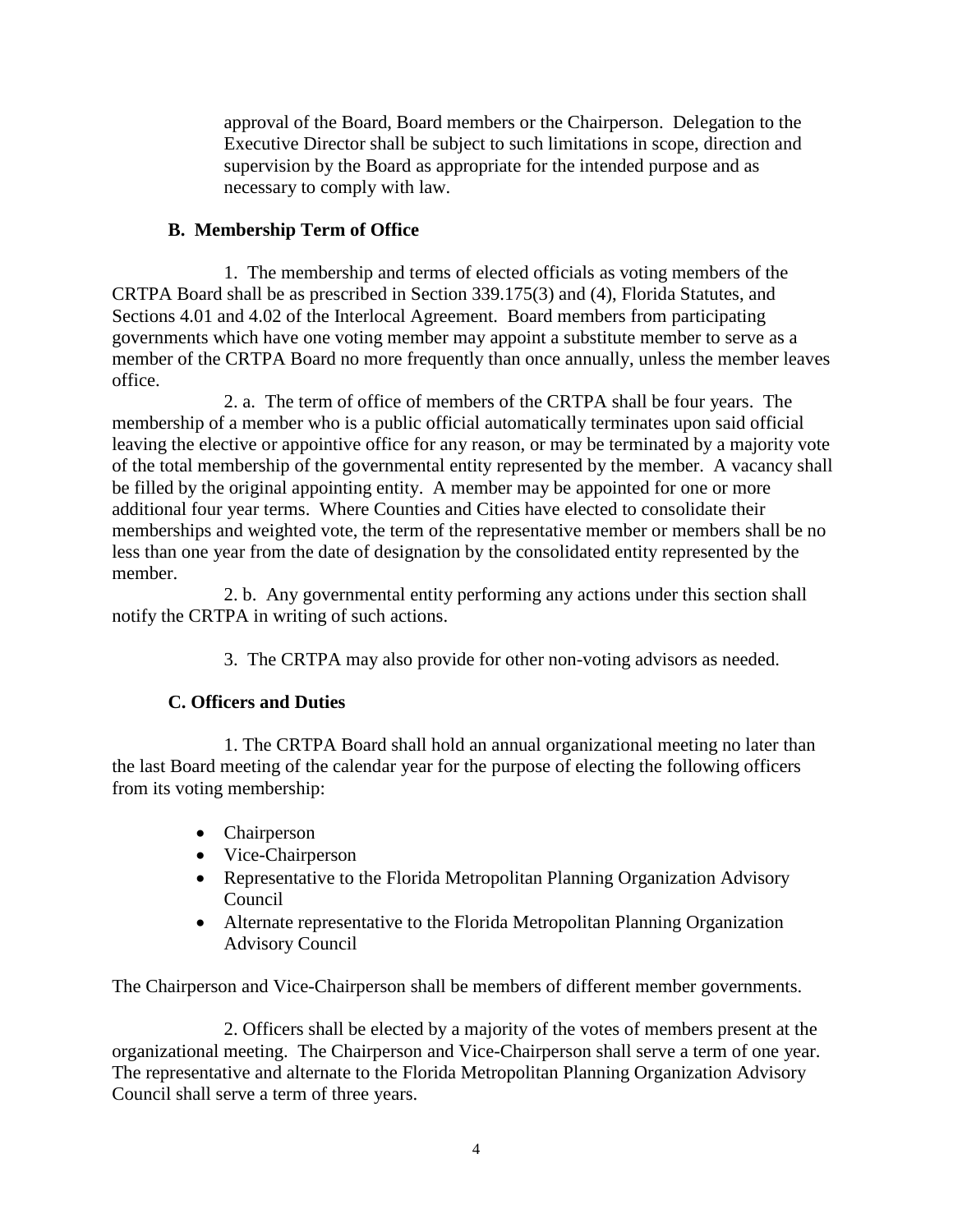approval of the Board, Board members or the Chairperson. Delegation to the Executive Director shall be subject to such limitations in scope, direction and supervision by the Board as appropriate for the intended purpose and as necessary to comply with law.

### B. Membership Term of Office

1. The membership and terms of elected officials as voting members of the CRTPA Board shall be as prescribed in Section 339.175(3) and (4), Florida Statutes, and Sections 4.01 and 4.02 of the Interlocal Agreement. Board members from participating governments which have one voting member may appoint a substitute member to serve as a member of the CRTPA Board no more frequently than once annually, unless the member leaves office.

2. a. The term of office of members of the CRTPA shall be four years. The membership of a member who is a public official automatically terminates upon said official leaving the elective or appointive office for any reason, or may be terminated by a majority vote of the total membership of the governmental entity represented by the member. A vacancy shall be filled by the original appointing entity. A member may be appointed for one or more additional four year terms. Where Counties and Cities have elected to consolidate their memberships and weighted vote, the term of the representative member or members shall be no less than one year from the date of designation by the consolidated entity represented by the member.

2. b. Any governmental entity performing any actions under this section shall notify the CRTPA in writing of such actions.

3. The CRTPA may also provide for other non-voting advisors as needed.

### C. Officers and Duties

1. The CRTPA Board shall hold an annual organizational meeting no later than the last Board meeting of the calendar year for the purpose of electing the following officers from its voting membership:

- Chairperson
- Vice-Chairperson
- Representative to the Florida Metropolitan Planning Organization Advisory Council
- Alternate representative to the Florida Metropolitan Planning Organization Advisory Council

The Chairperson and Vice-Chairperson shall be members of different member governments.

2. Officers shall be elected by a majority of the votes of members present at the organizational meeting. The Chairperson and Vice-Chairperson shall serve a term of one year. The representative and alternate to the Florida Metropolitan Planning Organization Advisory Council shall serve a term of three years.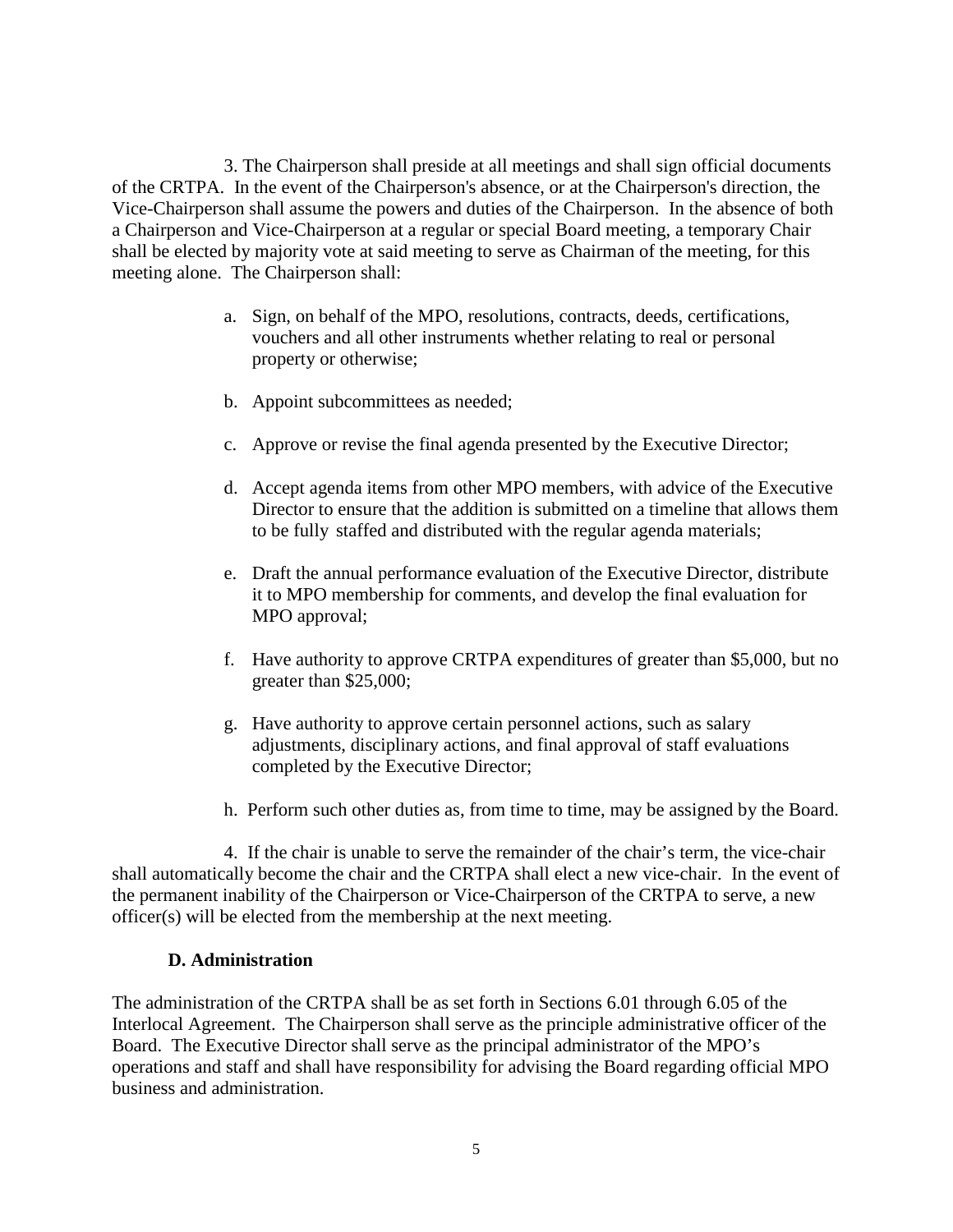3. The Chairperson shall preside at all meetings and shall sign official documents of the CRTPA. In the event of the Chairperson's absence, or at the Chairperson's direction, the Vice-Chairperson shall assume the powers and duties of the Chairperson. In the absence of both a Chairperson and Vice-Chairperson at a regular or special Board meeting, a temporary Chair shall be elected by majority vote at said meeting to serve as Chairman of the meeting, for this meeting alone. The Chairperson shall:

a. Sign, on behalf of the MPO, resolutions, contracts, deeds, certifications, vouchers and all other instruments whether relating to real or personal property or otherwise;

b. Appoint subcommittees as needed;

c. Approve or revise the final agenda presented by the Executive Director;

d. Accept agenda items from other MPO members, with advice of the Executive Director to ensure that the addition is submitted on a timeline that allows them to be fully staffed and distributed with the regular agenda materials;

e. Draft the annual performance evaluation of the Executive Director, distribute it to MPO membership for comments, and develop the final evaluation for MPO approval;

f. Have authority to approve CRTPA expenditures of greater than $5,000, but no greater than $25,000;

g. Have authority to approve certain personnel actions, such as salary adjustments, disciplinary actions, and final approval of staff evaluations completed by the Executive Director;

h. Perform such other duties as, from time to time, may be assigned by the Board.

4. If the chair is unable to serve the remainder of the chair's term, the vice-chair shall automatically become the chair and the CRTPA shall elect a new vice-chair. In the event of the permanent inability of the Chairperson or Vice-Chairperson of the CRTPA to serve, a new officer(s) will be elected from the membership at the next meeting.

**D. Administration**

The administration of the CRTPA shall be as set forth in Sections 6.01 through 6.05 of the Interlocal Agreement. The Chairperson shall serve as the principle administrative officer of the Board. The Executive Director shall serve as the principal administrator of the MPO's operations and staff and shall have responsibility for advising the Board regarding official MPO business and administration.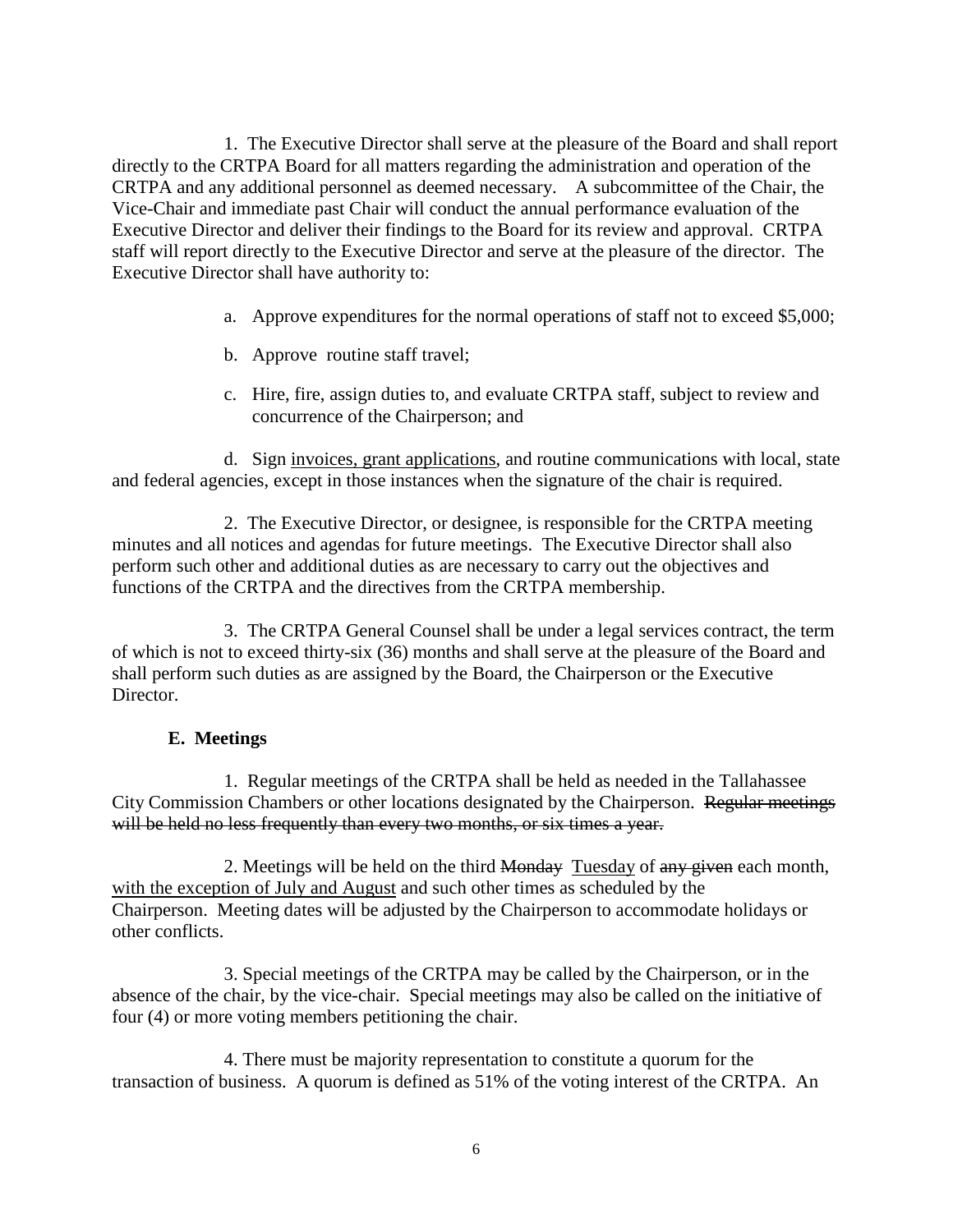1. The Executive Director shall serve at the pleasure of the Board and shall report directly to the CRTPA Board for all matters regarding the administration and operation of the CRTPA and any additional personnel as deemed necessary. A subcommittee of the Chair, the Vice-Chair and immediate past Chair will conduct the annual performance evaluation of the Executive Director and deliver their findings to the Board for its review and approval. CRTPA staff will report directly to the Executive Director and serve at the pleasure of the director. The Executive Director shall have authority to:

a. Approve expenditures for the normal operations of staff not to exceed $5,000;

b. Approve routine staff travel;

c. Hire, fire, assign duties to, and evaluate CRTPA staff, subject to review and concurrence of the Chairperson; and

d. Sign <u>invoices, grant applications</u>, and routine communications with local, state and federal agencies, except in those instances when the signature of the chair is required.

2. The Executive Director, or designee, is responsible for the CRTPA meeting minutes and all notices and agendas for future meetings. The Executive Director shall also perform such other and additional duties as are necessary to carry out the objectives and functions of the CRTPA and the directives from the CRTPA membership.

3. The CRTPA General Counsel shall be under a legal services contract, the term of which is not to exceed thirty-six (36) months and shall serve at the pleasure of the Board and shall perform such duties as are assigned by the Board, the Chairperson or the Executive Director.

### E. Meetings

1. Regular meetings of the CRTPA shall be held as needed in the Tallahassee City Commission Chambers or other locations designated by the Chairperson. ~~Regular meetings will be held no less frequently than every two months, or six times a year.~~

2. Meetings will be held on the third ~~Monday~~ <u>Tuesday</u> of ~~any given~~ each month, <u>with the exception of July and August</u> and such other times as scheduled by the Chairperson. Meeting dates will be adjusted by the Chairperson to accommodate holidays or other conflicts.

3. Special meetings of the CRTPA may be called by the Chairperson, or in the absence of the chair, by the vice-chair. Special meetings may also be called on the initiative of four (4) or more voting members petitioning the chair.

4. There must be majority representation to constitute a quorum for the transaction of business. A quorum is defined as 51% of the voting interest of the CRTPA. An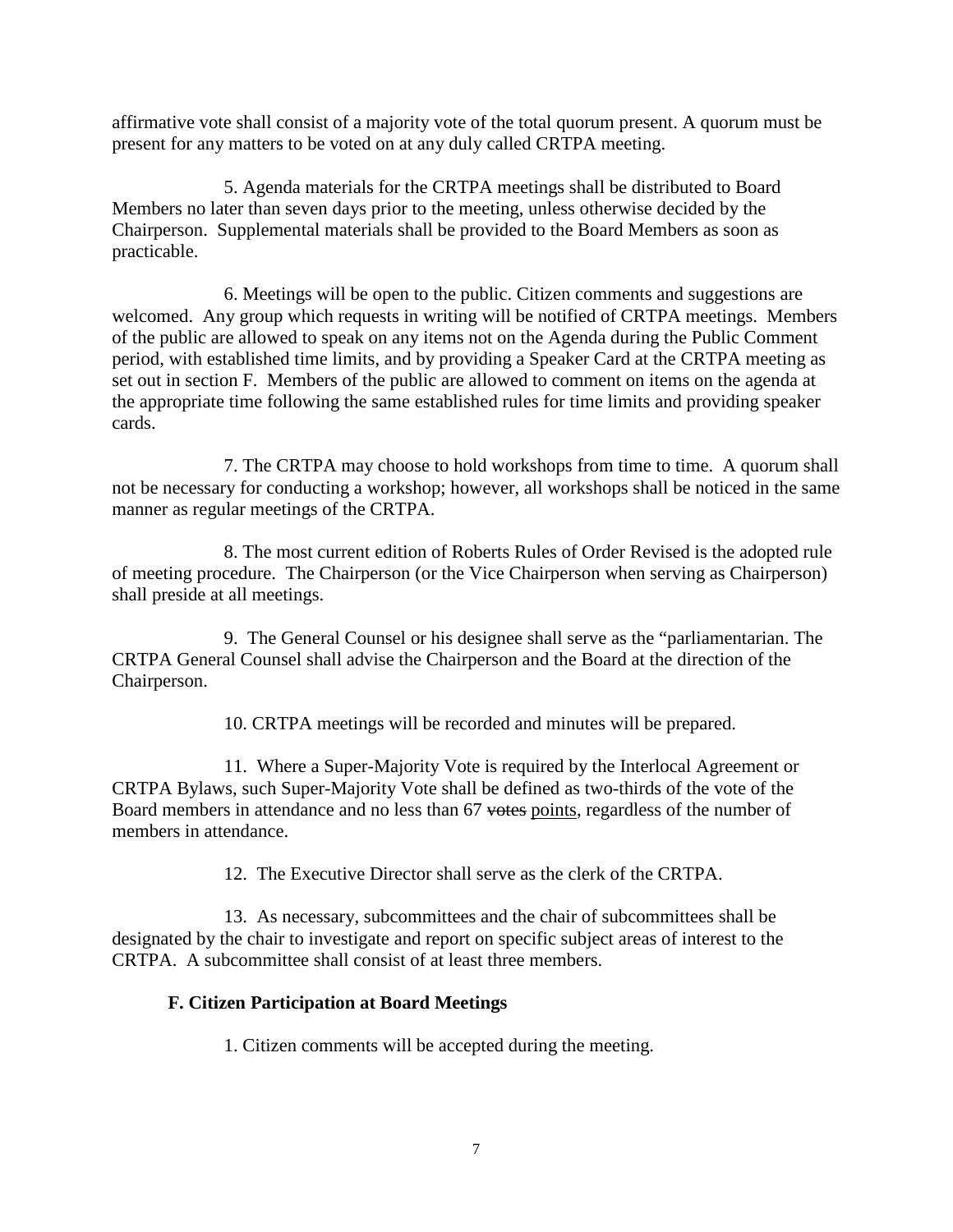affirmative vote shall consist of a majority vote of the total quorum present. A quorum must be present for any matters to be voted on at any duly called CRTPA meeting.

5. Agenda materials for the CRTPA meetings shall be distributed to Board Members no later than seven days prior to the meeting, unless otherwise decided by the Chairperson. Supplemental materials shall be provided to the Board Members as soon as practicable.

6. Meetings will be open to the public. Citizen comments and suggestions are welcomed. Any group which requests in writing will be notified of CRTPA meetings. Members of the public are allowed to speak on any items not on the Agenda during the Public Comment period, with established time limits, and by providing a Speaker Card at the CRTPA meeting as set out in section F. Members of the public are allowed to comment on items on the agenda at the appropriate time following the same established rules for time limits and providing speaker cards.

7. The CRTPA may choose to hold workshops from time to time. A quorum shall not be necessary for conducting a workshop; however, all workshops shall be noticed in the same manner as regular meetings of the CRTPA.

8. The most current edition of Roberts Rules of Order Revised is the adopted rule of meeting procedure. The Chairperson (or the Vice Chairperson when serving as Chairperson) shall preside at all meetings.

9. The General Counsel or his designee shall serve as the "parliamentarian. The CRTPA General Counsel shall advise the Chairperson and the Board at the direction of the Chairperson.

10. CRTPA meetings will be recorded and minutes will be prepared.

11. Where a Super-Majority Vote is required by the Interlocal Agreement or CRTPA Bylaws, such Super-Majority Vote shall be defined as two-thirds of the vote of the Board members in attendance and no less than 67 ~~votes~~ <u>points</u>, regardless of the number of members in attendance.

12. The Executive Director shall serve as the clerk of the CRTPA.

13. As necessary, subcommittees and the chair of subcommittees shall be designated by the chair to investigate and report on specific subject areas of interest to the CRTPA. A subcommittee shall consist of at least three members.

### F. Citizen Participation at Board Meetings

1. Citizen comments will be accepted during the meeting.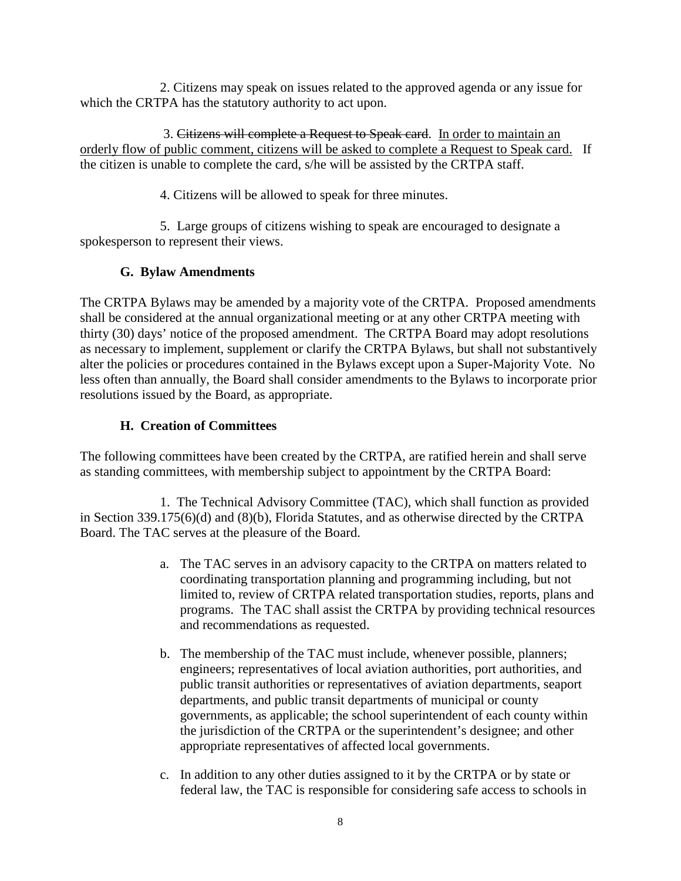2. Citizens may speak on issues related to the approved agenda or any issue for which the CRTPA has the statutory authority to act upon.

3. ~~Citizens will complete a Request to Speak card.~~ <u>In order to maintain an orderly flow of public comment, citizens will be asked to complete a Request to Speak card.</u> If the citizen is unable to complete the card, s/he will be assisted by the CRTPA staff.

4. Citizens will be allowed to speak for three minutes.

5. Large groups of citizens wishing to speak are encouraged to designate a spokesperson to represent their views.

### G. Bylaw Amendments

The CRTPA Bylaws may be amended by a majority vote of the CRTPA. Proposed amendments shall be considered at the annual organizational meeting or at any other CRTPA meeting with thirty (30) days' notice of the proposed amendment. The CRTPA Board may adopt resolutions as necessary to implement, supplement or clarify the CRTPA Bylaws, but shall not substantively alter the policies or procedures contained in the Bylaws except upon a Super-Majority Vote. No less often than annually, the Board shall consider amendments to the Bylaws to incorporate prior resolutions issued by the Board, as appropriate.

### H. Creation of Committees

The following committees have been created by the CRTPA, are ratified herein and shall serve as standing committees, with membership subject to appointment by the CRTPA Board:

1. The Technical Advisory Committee (TAC), which shall function as provided in Section 339.175(6)(d) and (8)(b), Florida Statutes, and as otherwise directed by the CRTPA Board. The TAC serves at the pleasure of the Board.

   a. The TAC serves in an advisory capacity to the CRTPA on matters related to coordinating transportation planning and programming including, but not limited to, review of CRTPA related transportation studies, reports, plans and programs. The TAC shall assist the CRTPA by providing technical resources and recommendations as requested.

   b. The membership of the TAC must include, whenever possible, planners; engineers; representatives of local aviation authorities, port authorities, and public transit authorities or representatives of aviation departments, seaport departments, and public transit departments of municipal or county governments, as applicable; the school superintendent of each county within the jurisdiction of the CRTPA or the superintendent's designee; and other appropriate representatives of affected local governments.

   c. In addition to any other duties assigned to it by the CRTPA or by state or federal law, the TAC is responsible for considering safe access to schools in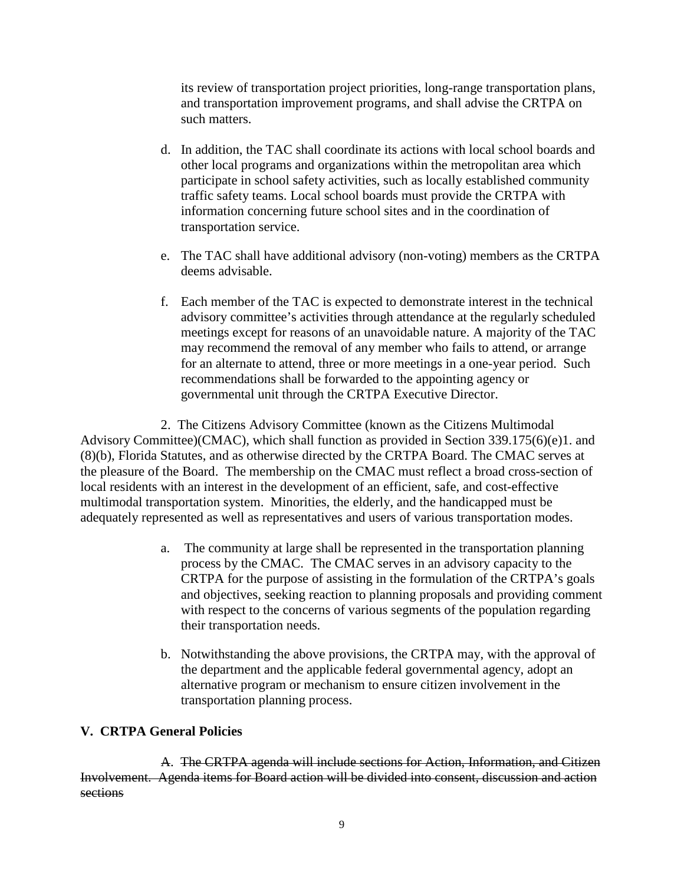its review of transportation project priorities, long-range transportation plans, and transportation improvement programs, and shall advise the CRTPA on such matters.

d. In addition, the TAC shall coordinate its actions with local school boards and other local programs and organizations within the metropolitan area which participate in school safety activities, such as locally established community traffic safety teams. Local school boards must provide the CRTPA with information concerning future school sites and in the coordination of transportation service.

e. The TAC shall have additional advisory (non-voting) members as the CRTPA deems advisable.

f. Each member of the TAC is expected to demonstrate interest in the technical advisory committee's activities through attendance at the regularly scheduled meetings except for reasons of an unavoidable nature. A majority of the TAC may recommend the removal of any member who fails to attend, or arrange for an alternate to attend, three or more meetings in a one-year period. Such recommendations shall be forwarded to the appointing agency or governmental unit through the CRTPA Executive Director.

2. The Citizens Advisory Committee (known as the Citizens Multimodal Advisory Committee)(CMAC), which shall function as provided in Section 339.175(6)(e)1. and (8)(b), Florida Statutes, and as otherwise directed by the CRTPA Board. The CMAC serves at the pleasure of the Board. The membership on the CMAC must reflect a broad cross-section of local residents with an interest in the development of an efficient, safe, and cost-effective multimodal transportation system. Minorities, the elderly, and the handicapped must be adequately represented as well as representatives and users of various transportation modes.

a. The community at large shall be represented in the transportation planning process by the CMAC. The CMAC serves in an advisory capacity to the CRTPA for the purpose of assisting in the formulation of the CRTPA's goals and objectives, seeking reaction to planning proposals and providing comment with respect to the concerns of various segments of the population regarding their transportation needs.

b. Notwithstanding the above provisions, the CRTPA may, with the approval of the department and the applicable federal governmental agency, adopt an alternative program or mechanism to ensure citizen involvement in the transportation planning process.

## V. CRTPA General Policies

~~A. The CRTPA agenda will include sections for Action, Information, and Citizen Involvement. Agenda items for Board action will be divided into consent, discussion and action sections~~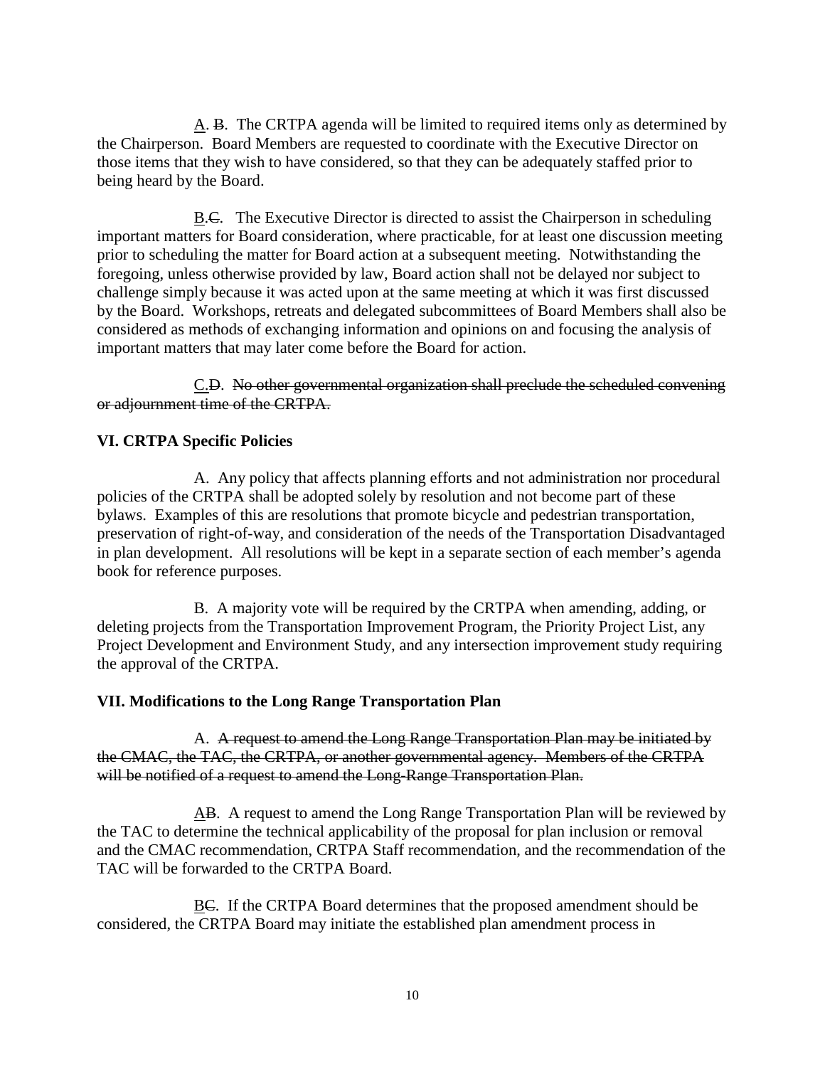A. ~~B~~. The CRTPA agenda will be limited to required items only as determined by the Chairperson. Board Members are requested to coordinate with the Executive Director on those items that they wish to have considered, so that they can be adequately staffed prior to being heard by the Board.

B.~~C~~. The Executive Director is directed to assist the Chairperson in scheduling important matters for Board consideration, where practicable, for at least one discussion meeting prior to scheduling the matter for Board action at a subsequent meeting. Notwithstanding the foregoing, unless otherwise provided by law, Board action shall not be delayed nor subject to challenge simply because it was acted upon at the same meeting at which it was first discussed by the Board. Workshops, retreats and delegated subcommittees of Board Members shall also be considered as methods of exchanging information and opinions on and focusing the analysis of important matters that may later come before the Board for action.

C.~~D~~. ~~No other governmental organization shall preclude the scheduled convening or adjournment time of the CRTPA.~~

**VI. CRTPA Specific Policies**

A. Any policy that affects planning efforts and not administration nor procedural policies of the CRTPA shall be adopted solely by resolution and not become part of these bylaws. Examples of this are resolutions that promote bicycle and pedestrian transportation, preservation of right-of-way, and consideration of the needs of the Transportation Disadvantaged in plan development. All resolutions will be kept in a separate section of each member's agenda book for reference purposes.

B. A majority vote will be required by the CRTPA when amending, adding, or deleting projects from the Transportation Improvement Program, the Priority Project List, any Project Development and Environment Study, and any intersection improvement study requiring the approval of the CRTPA.

**VII. Modifications to the Long Range Transportation Plan**

A. ~~A request to amend the Long Range Transportation Plan may be initiated by the CMAC, the TAC, the CRTPA, or another governmental agency. Members of the CRTPA will be notified of a request to amend the Long-Range Transportation Plan.~~

A~~B~~. A request to amend the Long Range Transportation Plan will be reviewed by the TAC to determine the technical applicability of the proposal for plan inclusion or removal and the CMAC recommendation, CRTPA Staff recommendation, and the recommendation of the TAC will be forwarded to the CRTPA Board.

B~~C~~. If the CRTPA Board determines that the proposed amendment should be considered, the CRTPA Board may initiate the established plan amendment process in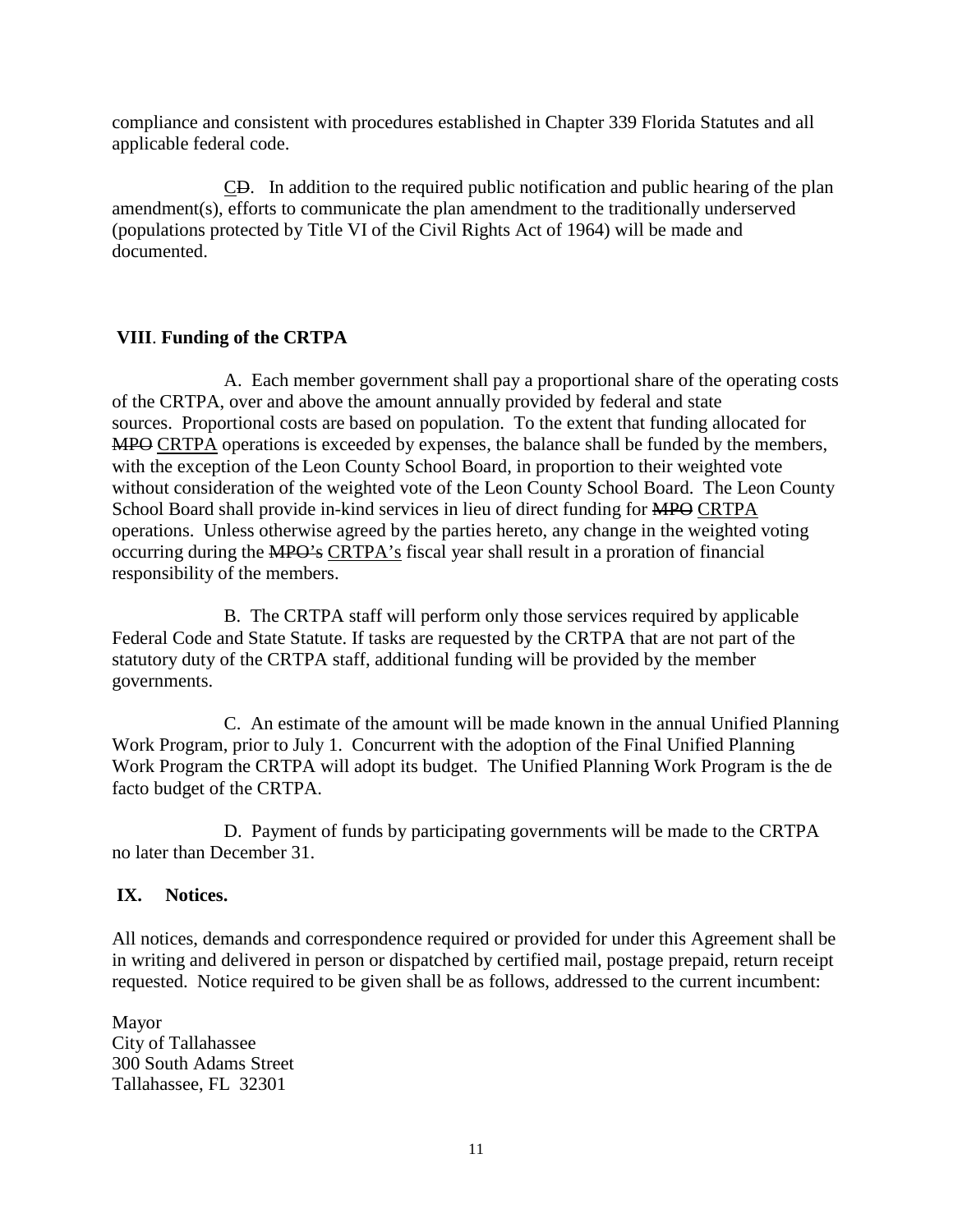compliance and consistent with procedures established in Chapter 339 Florida Statutes and all applicable federal code.

<u>C</u>~~D~~. In addition to the required public notification and public hearing of the plan amendment(s), efforts to communicate the plan amendment to the traditionally underserved (populations protected by Title VI of the Civil Rights Act of 1964) will be made and documented.

## VIII. Funding of the CRTPA

A. Each member government shall pay a proportional share of the operating costs of the CRTPA, over and above the amount annually provided by federal and state sources. Proportional costs are based on population. To the extent that funding allocated for ~~MPO~~ <u>CRTPA</u> operations is exceeded by expenses, the balance shall be funded by the members, with the exception of the Leon County School Board, in proportion to their weighted vote without consideration of the weighted vote of the Leon County School Board. The Leon County School Board shall provide in-kind services in lieu of direct funding for ~~MPO~~ <u>CRTPA</u> operations. Unless otherwise agreed by the parties hereto, any change in the weighted voting occurring during the ~~MPO's~~ <u>CRTPA's</u> fiscal year shall result in a proration of financial responsibility of the members.

B. The CRTPA staff will perform only those services required by applicable Federal Code and State Statute. If tasks are requested by the CRTPA that are not part of the statutory duty of the CRTPA staff, additional funding will be provided by the member governments.

C. An estimate of the amount will be made known in the annual Unified Planning Work Program, prior to July 1. Concurrent with the adoption of the Final Unified Planning Work Program the CRTPA will adopt its budget. The Unified Planning Work Program is the de facto budget of the CRTPA.

D. Payment of funds by participating governments will be made to the CRTPA no later than December 31.

## IX. Notices.

All notices, demands and correspondence required or provided for under this Agreement shall be in writing and delivered in person or dispatched by certified mail, postage prepaid, return receipt requested. Notice required to be given shall be as follows, addressed to the current incumbent:

Mayor
City of Tallahassee
300 South Adams Street
Tallahassee, FL 32301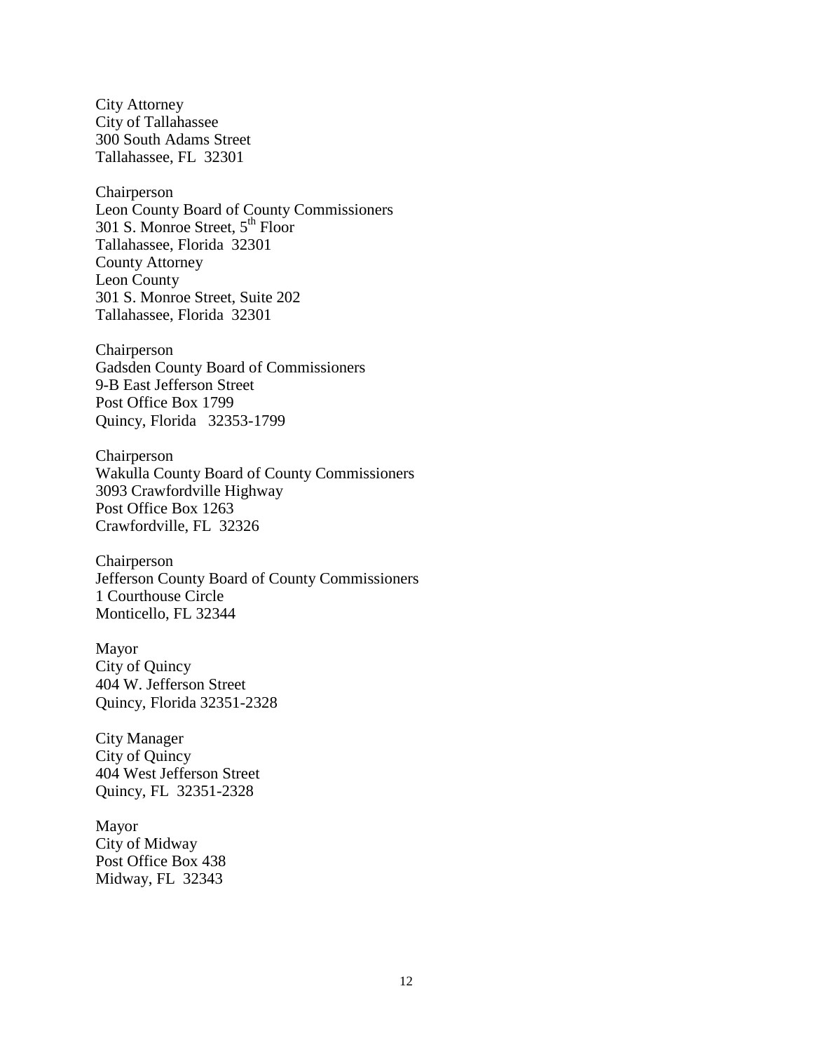City Attorney
City of Tallahassee
300 South Adams Street
Tallahassee, FL 32301

Chairperson
Leon County Board of County Commissioners
301 S. Monroe Street, 5th Floor
Tallahassee, Florida 32301
County Attorney
Leon County
301 S. Monroe Street, Suite 202
Tallahassee, Florida 32301

Chairperson
Gadsden County Board of Commissioners
9-B East Jefferson Street
Post Office Box 1799
Quincy, Florida 32353-1799

Chairperson
Wakulla County Board of County Commissioners
3093 Crawfordville Highway
Post Office Box 1263
Crawfordville, FL 32326

Chairperson
Jefferson County Board of County Commissioners
1 Courthouse Circle
Monticello, FL 32344

Mayor
City of Quincy
404 W. Jefferson Street
Quincy, Florida 32351-2328

City Manager
City of Quincy
404 West Jefferson Street
Quincy, FL 32351-2328

Mayor
City of Midway
Post Office Box 438
Midway, FL 32343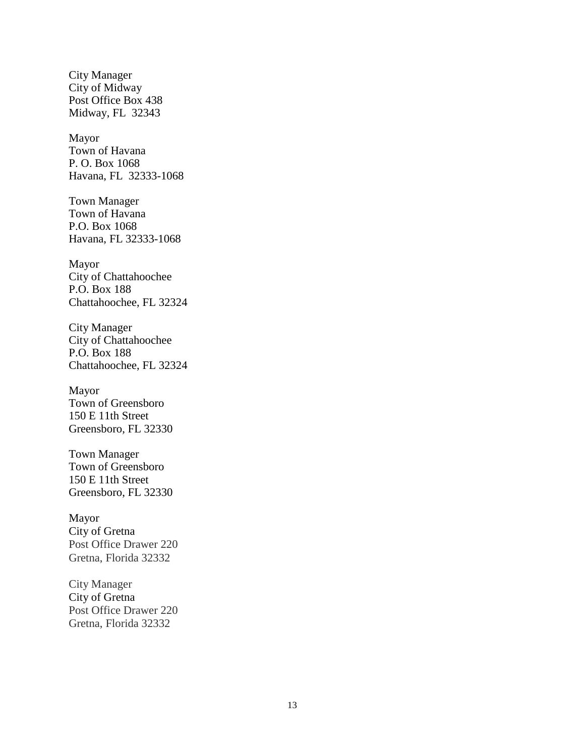City Manager
City of Midway
Post Office Box 438
Midway, FL  32343

Mayor
Town of Havana
P. O. Box 1068
Havana, FL  32333-1068

Town Manager
Town of Havana
P.O. Box 1068
Havana, FL 32333-1068

Mayor
City of Chattahoochee
P.O. Box 188
Chattahoochee, FL 32324

City Manager
City of Chattahoochee
P.O. Box 188
Chattahoochee, FL 32324

Mayor
Town of Greensboro
150 E 11th Street
Greensboro, FL 32330

Town Manager
Town of Greensboro
150 E 11th Street
Greensboro, FL 32330

Mayor
City of Gretna
Post Office Drawer 220
Gretna, Florida 32332

City Manager
City of Gretna
Post Office Drawer 220
Gretna, Florida 32332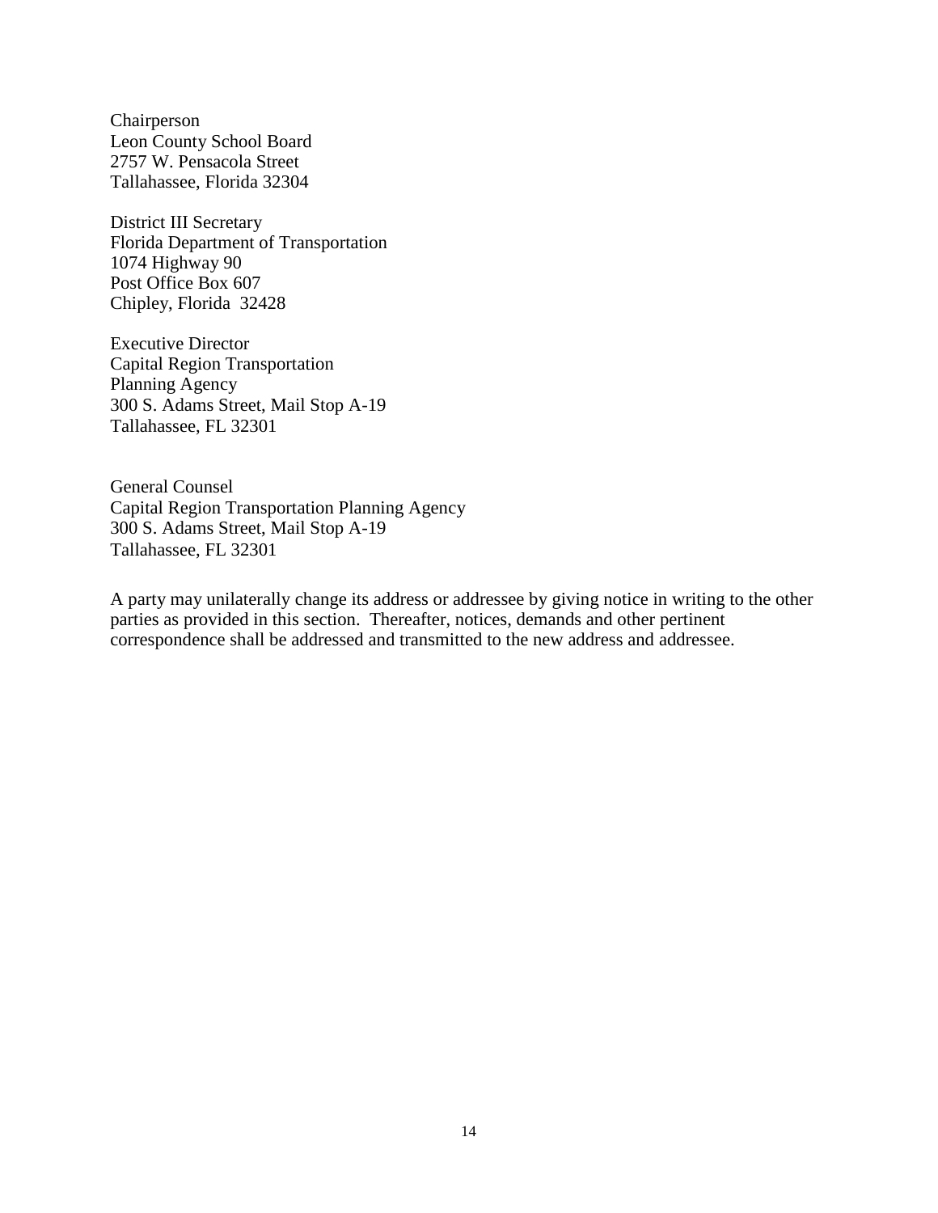Chairperson
Leon County School Board
2757 W. Pensacola Street
Tallahassee, Florida 32304

District III Secretary
Florida Department of Transportation
1074 Highway 90
Post Office Box 607
Chipley, Florida 32428

Executive Director
Capital Region Transportation
Planning Agency
300 S. Adams Street, Mail Stop A-19
Tallahassee, FL 32301

General Counsel
Capital Region Transportation Planning Agency
300 S. Adams Street, Mail Stop A-19
Tallahassee, FL 32301

A party may unilaterally change its address or addressee by giving notice in writing to the other parties as provided in this section. Thereafter, notices, demands and other pertinent correspondence shall be addressed and transmitted to the new address and addressee.